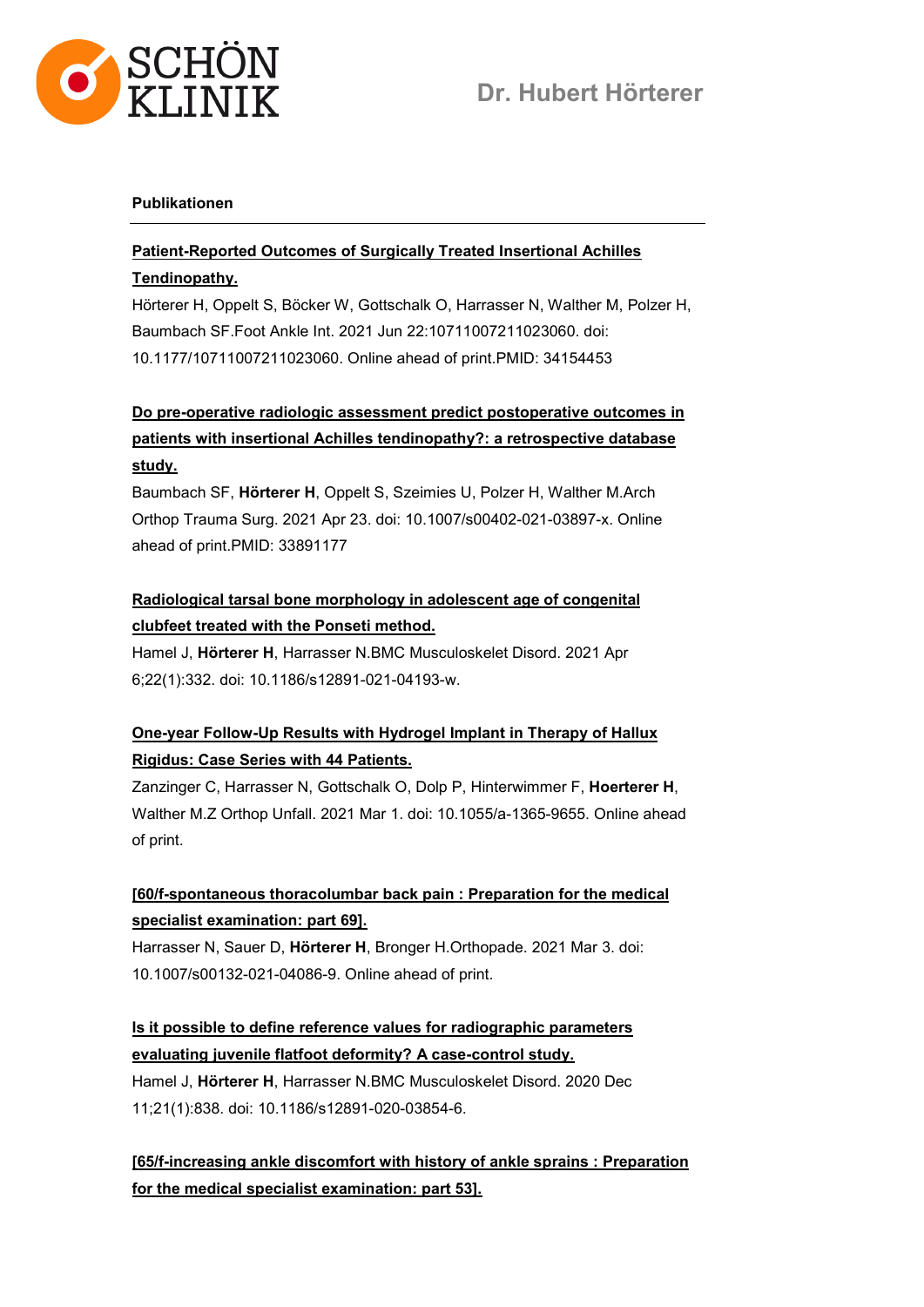# Dr. Hubert Hörterer

**Publikationen**

---

**Patient-Reported Outcomes of Surgically Treated Insertional Achilles Tendinopathy.**

Hörterer H, Oppelt S, Böcker W, Gottschalk O, Harrasser N, Walther M, Polzer H, Baumbach SF.Foot Ankle Int. 2021 Jun 22:10711007211023060. doi: 10.1177/10711007211023060. Online ahead of print.PMID: 34154453

**Do pre-operative radiologic assessment predict postoperative outcomes in patients with insertional Achilles tendinopathy?: a retrospective database study.**

Baumbach SF, **Hörterer H**, Oppelt S, Szeimies U, Polzer H, Walther M.Arch Orthop Trauma Surg. 2021 Apr 23. doi: 10.1007/s00402-021-03897-x. Online ahead of print.PMID: 33891177

**Radiological tarsal bone morphology in adolescent age of congenital clubfeet treated with the Ponseti method.**

Hamel J, **Hörterer H**, Harrasser N.BMC Musculoskelet Disord. 2021 Apr 6;22(1):332. doi: 10.1186/s12891-021-04193-w.

**One-year Follow-Up Results with Hydrogel Implant in Therapy of Hallux Rigidus: Case Series with 44 Patients.**

Zanzinger C, Harrasser N, Gottschalk O, Dolp P, Hinterwimmer F, **Hoerterer H**, Walther M.Z Orthop Unfall. 2021 Mar 1. doi: 10.1055/a-1365-9655. Online ahead of print.

**[60/f-spontaneous thoracolumbar back pain : Preparation for the medical specialist examination: part 69].**

Harrasser N, Sauer D, **Hörterer H**, Bronger H.Orthopade. 2021 Mar 3. doi: 10.1007/s00132-021-04086-9. Online ahead of print.

**Is it possible to define reference values for radiographic parameters evaluating juvenile flatfoot deformity? A case-control study.**

Hamel J, **Hörterer H**, Harrasser N.BMC Musculoskelet Disord. 2020 Dec 11;21(1):838. doi: 10.1186/s12891-020-03854-6.

**[65/f-increasing ankle discomfort with history of ankle sprains : Preparation for the medical specialist examination: part 53].**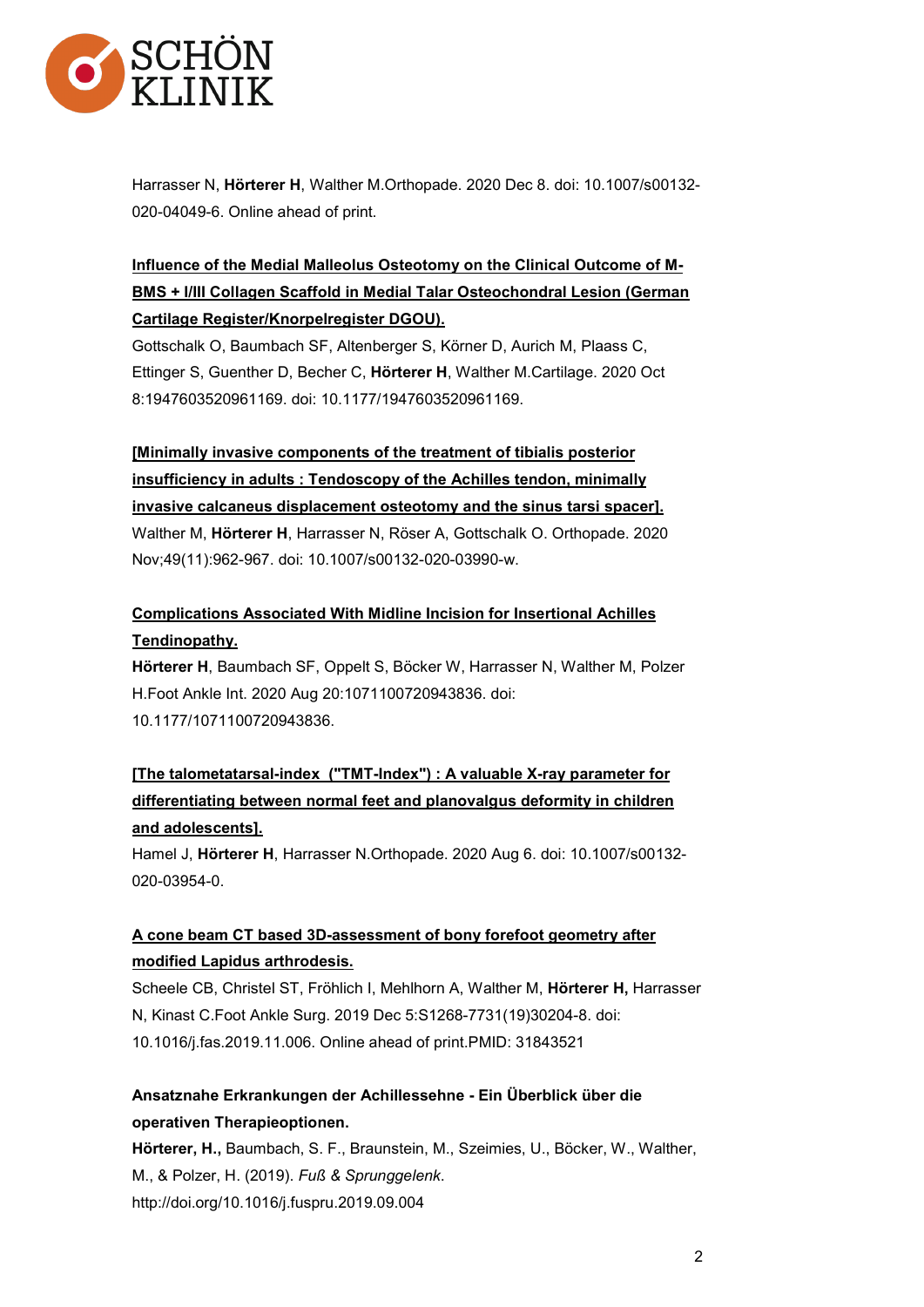Harrasser N, **Hörterer H**, Walther M.Orthopade. 2020 Dec 8. doi: 10.1007/s00132-020-04049-6. Online ahead of print.

**Influence of the Medial Malleolus Osteotomy on the Clinical Outcome of M-BMS + I/III Collagen Scaffold in Medial Talar Osteochondral Lesion (German Cartilage Register/Knorpelregister DGOU).**

Gottschalk O, Baumbach SF, Altenberger S, Körner D, Aurich M, Plaass C, Ettinger S, Guenther D, Becher C, **Hörterer H**, Walther M.Cartilage. 2020 Oct 8:1947603520961169. doi: 10.1177/1947603520961169.

**[Minimally invasive components of the treatment of tibialis posterior insufficiency in adults : Tendoscopy of the Achilles tendon, minimally invasive calcaneus displacement osteotomy and the sinus tarsi spacer].**

Walther M, **Hörterer H**, Harrasser N, Röser A, Gottschalk O. Orthopade. 2020 Nov;49(11):962-967. doi: 10.1007/s00132-020-03990-w.

**Complications Associated With Midline Incision for Insertional Achilles Tendinopathy.**

**Hörterer H**, Baumbach SF, Oppelt S, Böcker W, Harrasser N, Walther M, Polzer H.Foot Ankle Int. 2020 Aug 20:1071100720943836. doi: 10.1177/1071100720943836.

**[The talometatarsal-index ("TMT-Index") : A valuable X-ray parameter for differentiating between normal feet and planovalgus deformity in children and adolescents].**

Hamel J, **Hörterer H**, Harrasser N.Orthopade. 2020 Aug 6. doi: 10.1007/s00132-020-03954-0.

**A cone beam CT based 3D-assessment of bony forefoot geometry after modified Lapidus arthrodesis.**

Scheele CB, Christel ST, Fröhlich I, Mehlhorn A, Walther M, **Hörterer H,** Harrasser N, Kinast C.Foot Ankle Surg. 2019 Dec 5:S1268-7731(19)30204-8. doi: 10.1016/j.fas.2019.11.006. Online ahead of print.PMID: 31843521

**Ansatznahe Erkrankungen der Achillessehne - Ein Überblick über die operativen Therapieoptionen.**

**Hörterer, H.,** Baumbach, S. F., Braunstein, M., Szeimies, U., Böcker, W., Walther, M., & Polzer, H. (2019). *Fuß & Sprunggelenk*. http://doi.org/10.1016/j.fuspru.2019.09.004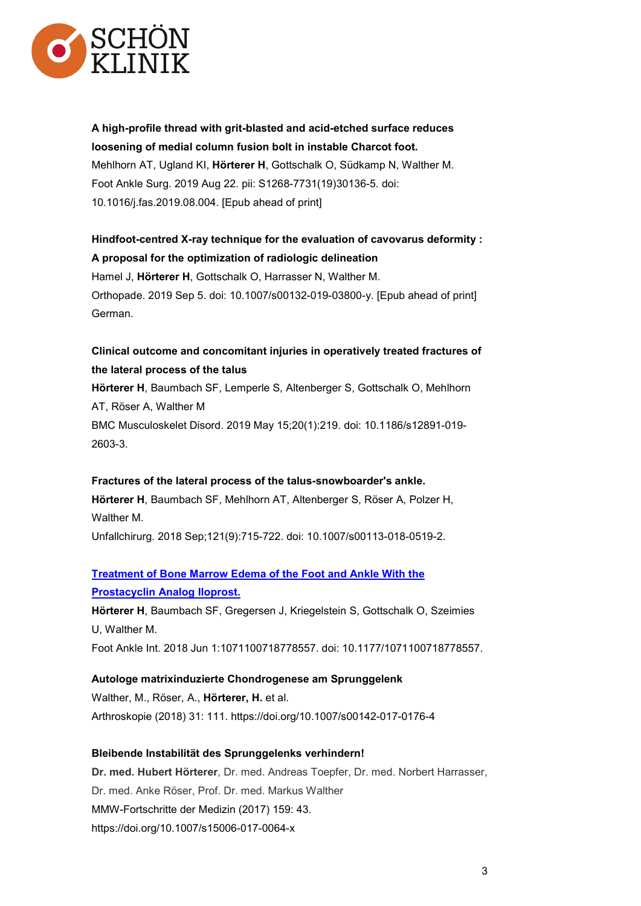**A high-profile thread with grit-blasted and acid-etched surface reduces loosening of medial column fusion bolt in instable Charcot foot.**
Mehlhorn AT, Ugland KI, **Hörterer H**, Gottschalk O, Südkamp N, Walther M.
Foot Ankle Surg. 2019 Aug 22. pii: S1268-7731(19)30136-5. doi: 10.1016/j.fas.2019.08.004. [Epub ahead of print]

**Hindfoot-centred X-ray technique for the evaluation of cavovarus deformity : A proposal for the optimization of radiologic delineation**
Hamel J, **Hörterer H**, Gottschalk O, Harrasser N, Walther M.
Orthopade. 2019 Sep 5. doi: 10.1007/s00132-019-03800-y. [Epub ahead of print] German.

**Clinical outcome and concomitant injuries in operatively treated fractures of the lateral process of the talus**
**Hörterer H**, Baumbach SF, Lemperle S, Altenberger S, Gottschalk O, Mehlhorn AT, Röser A, Walther M
BMC Musculoskelet Disord. 2019 May 15;20(1):219. doi: 10.1186/s12891-019-2603-3.

**Fractures of the lateral process of the talus-snowboarder's ankle.**
**Hörterer H**, Baumbach SF, Mehlhorn AT, Altenberger S, Röser A, Polzer H, Walther M.
Unfallchirurg. 2018 Sep;121(9):715-722. doi: 10.1007/s00113-018-0519-2.

**Treatment of Bone Marrow Edema of the Foot and Ankle With the Prostacyclin Analog Iloprost.**
**Hörterer H**, Baumbach SF, Gregersen J, Kriegelstein S, Gottschalk O, Szeimies U, Walther M.
Foot Ankle Int. 2018 Jun 1:1071100718778557. doi: 10.1177/1071100718778557.

**Autologe matrixinduzierte Chondrogenese am Sprunggelenk**
Walther, M., Röser, A., **Hörterer, H.** et al.
Arthroskopie (2018) 31: 111. https://doi.org/10.1007/s00142-017-0176-4

**Bleibende Instabilität des Sprunggelenks verhindern!**
**Dr. med. Hubert Hörterer**, Dr. med. Andreas Toepfer, Dr. med. Norbert Harrasser, Dr. med. Anke Röser, Prof. Dr. med. Markus Walther
MMW-Fortschritte der Medizin (2017) 159: 43.
https://doi.org/10.1007/s15006-017-0064-x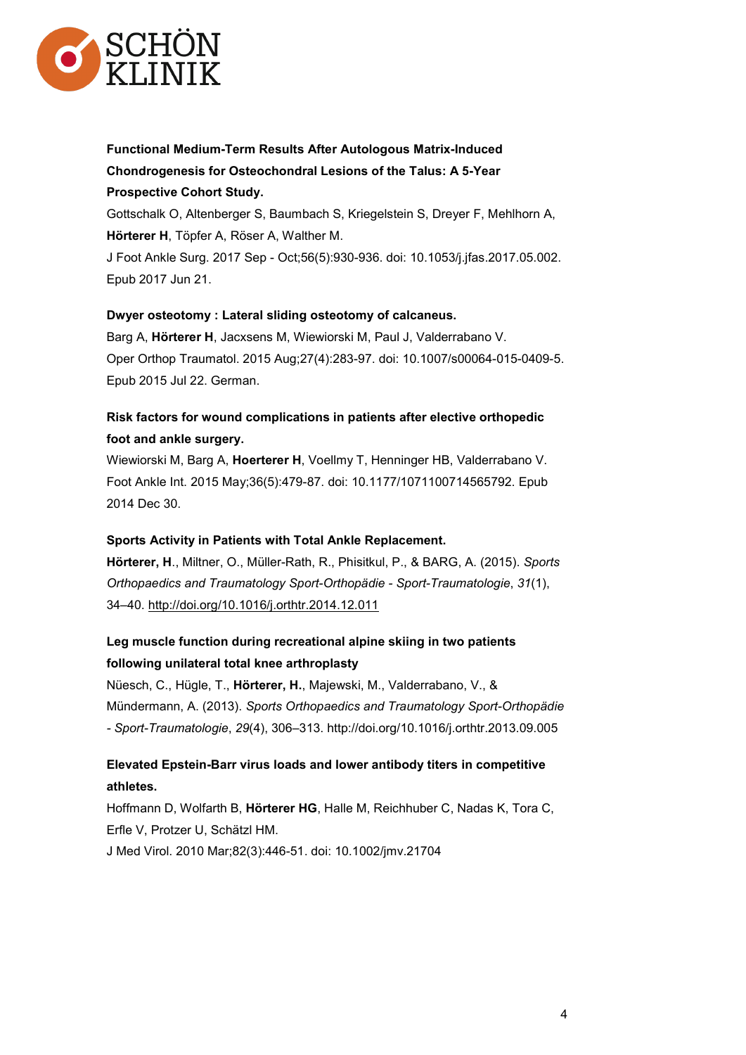**Functional Medium-Term Results After Autologous Matrix-Induced Chondrogenesis for Osteochondral Lesions of the Talus: A 5-Year Prospective Cohort Study.**

Gottschalk O, Altenberger S, Baumbach S, Kriegelstein S, Dreyer F, Mehlhorn A, **Hörterer H**, Töpfer A, Röser A, Walther M.

J Foot Ankle Surg. 2017 Sep - Oct;56(5):930-936. doi: 10.1053/j.jfas.2017.05.002. Epub 2017 Jun 21.

**Dwyer osteotomy : Lateral sliding osteotomy of calcaneus.**

Barg A, **Hörterer H**, Jacxsens M, Wiewiorski M, Paul J, Valderrabano V.

Oper Orthop Traumatol. 2015 Aug;27(4):283-97. doi: 10.1007/s00064-015-0409-5. Epub 2015 Jul 22. German.

**Risk factors for wound complications in patients after elective orthopedic foot and ankle surgery.**

Wiewiorski M, Barg A, **Hoerterer H**, Voellmy T, Henninger HB, Valderrabano V.

Foot Ankle Int. 2015 May;36(5):479-87. doi: 10.1177/1071100714565792. Epub 2014 Dec 30.

**Sports Activity in Patients with Total Ankle Replacement.**

**Hörterer, H**., Miltner, O., Müller-Rath, R., Phisitkul, P., & BARG, A. (2015). *Sports Orthopaedics and Traumatology Sport-Orthopädie - Sport-Traumatologie*, *31*(1), 34–40. http://doi.org/10.1016/j.orthtr.2014.12.011

**Leg muscle function during recreational alpine skiing in two patients following unilateral total knee arthroplasty**

Nüesch, C., Hügle, T., **Hörterer, H.**, Majewski, M., Valderrabano, V., & Mündermann, A. (2013). *Sports Orthopaedics and Traumatology Sport-Orthopädie - Sport-Traumatologie*, *29*(4), 306–313. http://doi.org/10.1016/j.orthtr.2013.09.005

**Elevated Epstein-Barr virus loads and lower antibody titers in competitive athletes.**

Hoffmann D, Wolfarth B, **Hörterer HG**, Halle M, Reichhuber C, Nadas K, Tora C, Erfle V, Protzer U, Schätzl HM.

J Med Virol. 2010 Mar;82(3):446-51. doi: 10.1002/jmv.21704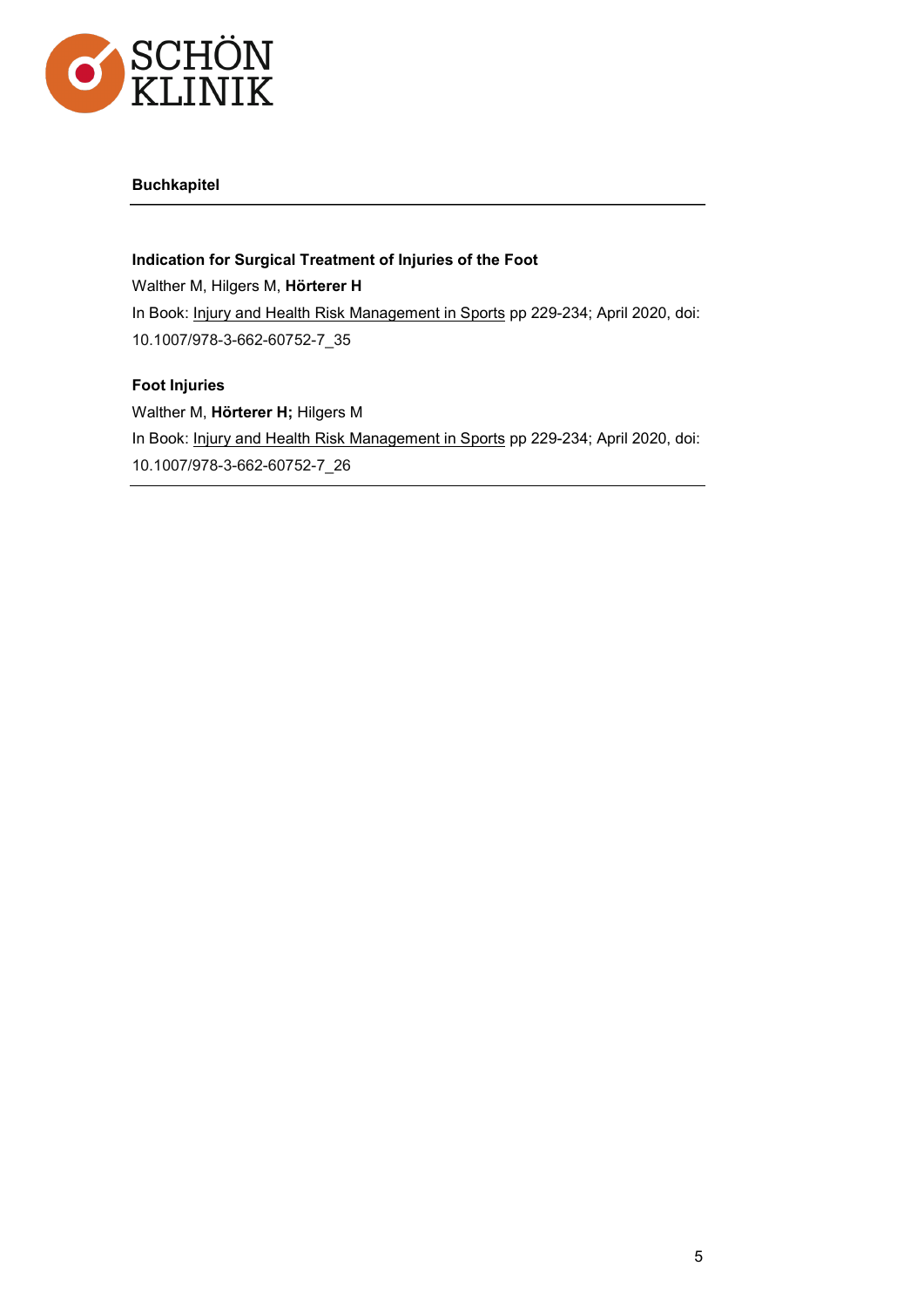**Buchkapitel**

---

**Indication for Surgical Treatment of Injuries of the Foot**

Walther M, Hilgers M, **Hörterer H**

In Book: Injury and Health Risk Management in Sports pp 229-234; April 2020, doi: 10.1007/978-3-662-60752-7_35

**Foot Injuries**

Walther M, **Hörterer H;** Hilgers M

In Book: Injury and Health Risk Management in Sports pp 229-234; April 2020, doi: 10.1007/978-3-662-60752-7_26

---